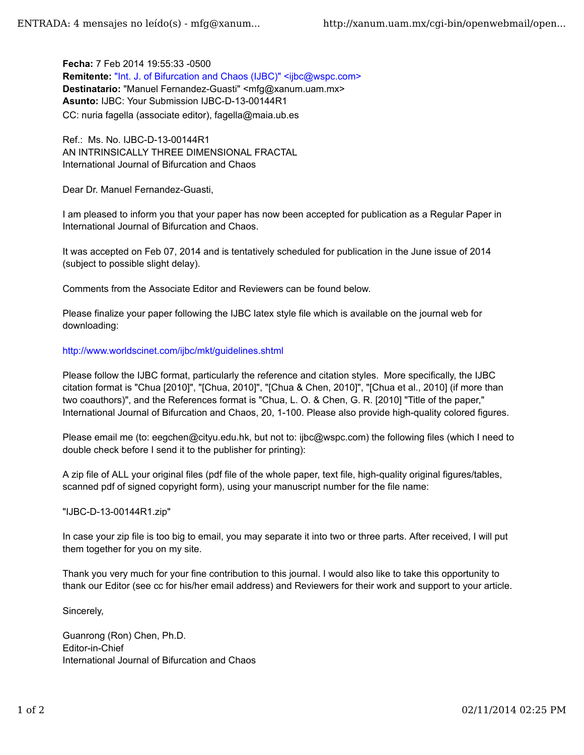**Fecha:** 7 Feb 2014 19:55:33 -0500
**Remitente:** "Int. J. of Bifurcation and Chaos (IJBC)" <ijbc@wspc.com>
**Destinatario:** "Manuel Fernandez-Guasti" <mfg@xanum.uam.mx>
**Asunto:** IJBC: Your Submission IJBC-D-13-00144R1
CC: nuria fagella (associate editor), fagella@maia.ub.es

Ref.: Ms. No. IJBC-D-13-00144R1
AN INTRINSICALLY THREE DIMENSIONAL FRACTAL
International Journal of Bifurcation and Chaos

Dear Dr. Manuel Fernandez-Guasti,

I am pleased to inform you that your paper has now been accepted for publication as a Regular Paper in International Journal of Bifurcation and Chaos.

It was accepted on Feb 07, 2014 and is tentatively scheduled for publication in the June issue of 2014 (subject to possible slight delay).

Comments from the Associate Editor and Reviewers can be found below.

Please finalize your paper following the IJBC latex style file which is available on the journal web for downloading:

http://www.worldscinet.com/ijbc/mkt/guidelines.shtml

Please follow the IJBC format, particularly the reference and citation styles. More specifically, the IJBC citation format is "Chua [2010]", "[Chua, 2010]", "[Chua & Chen, 2010]", "[Chua et al., 2010] (if more than two coauthors)", and the References format is "Chua, L. O. & Chen, G. R. [2010] "Title of the paper," International Journal of Bifurcation and Chaos, 20, 1-100. Please also provide high-quality colored figures.

Please email me (to: eegchen@cityu.edu.hk, but not to: ijbc@wspc.com) the following files (which I need to double check before I send it to the publisher for printing):

A zip file of ALL your original files (pdf file of the whole paper, text file, high-quality original figures/tables, scanned pdf of signed copyright form), using your manuscript number for the file name:

"IJBC-D-13-00144R1.zip"

In case your zip file is too big to email, you may separate it into two or three parts. After received, I will put them together for you on my site.

Thank you very much for your fine contribution to this journal. I would also like to take this opportunity to thank our Editor (see cc for his/her email address) and Reviewers for their work and support to your article.

Sincerely,

Guanrong (Ron) Chen, Ph.D.
Editor-in-Chief
International Journal of Bifurcation and Chaos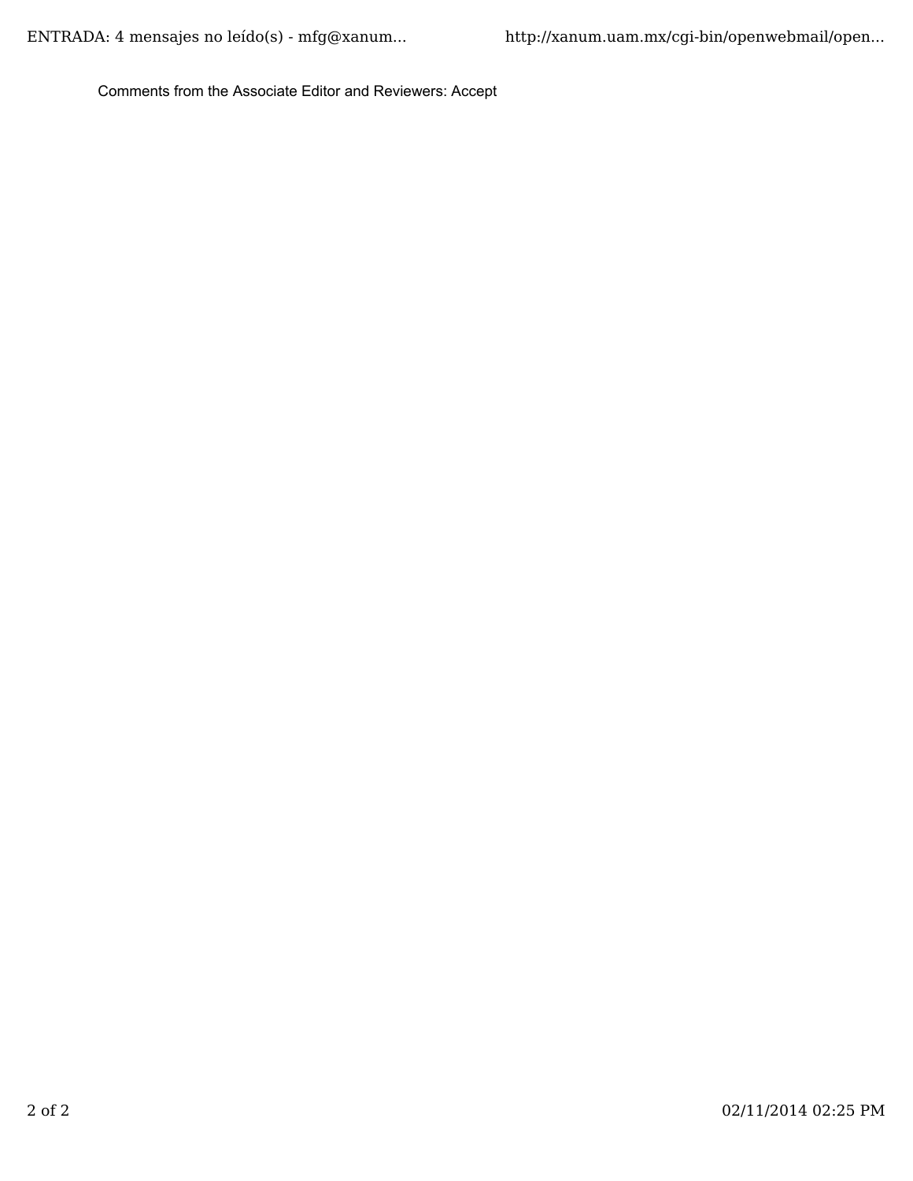Comments from the Associate Editor and Reviewers: Accept